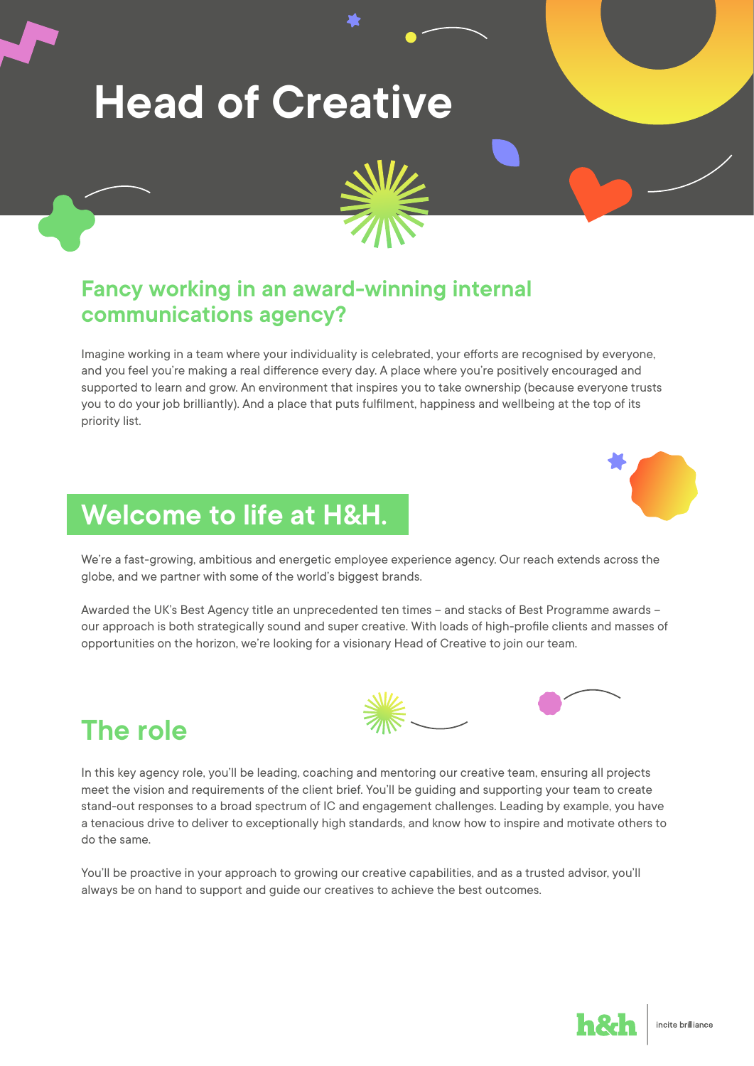# Head of Creative

## Fancy working in an award-winning internal communications agency?

Imagine working in a team where your individuality is celebrated, your efforts are recognised by everyone, and you feel you're making a real difference every day. A place where you're positively encouraged and supported to learn and grow. An environment that inspires you to take ownership (because everyone trusts you to do your job brilliantly). And a place that puts fulfilment, happiness and wellbeing at the top of its priority list.

## Welcome to life at H&H.

We're a fast-growing, ambitious and energetic employee experience agency. Our reach extends across the globe, and we partner with some of the world's biggest brands.

Awarded the UK's Best Agency title an unprecedented ten times – and stacks of Best Programme awards – our approach is both strategically sound and super creative. With loads of high-profile clients and masses of opportunities on the horizon, we're looking for a visionary Head of Creative to join our team.

## The role

In this key agency role, you'll be leading, coaching and mentoring our creative team, ensuring all projects meet the vision and requirements of the client brief. You'll be guiding and supporting your team to create stand-out responses to a broad spectrum of IC and engagement challenges. Leading by example, you have a tenacious drive to deliver to exceptionally high standards, and know how to inspire and motivate others to do the same.

You'll be proactive in your approach to growing our creative capabilities, and as a trusted advisor, you'll always be on hand to support and guide our creatives to achieve the best outcomes.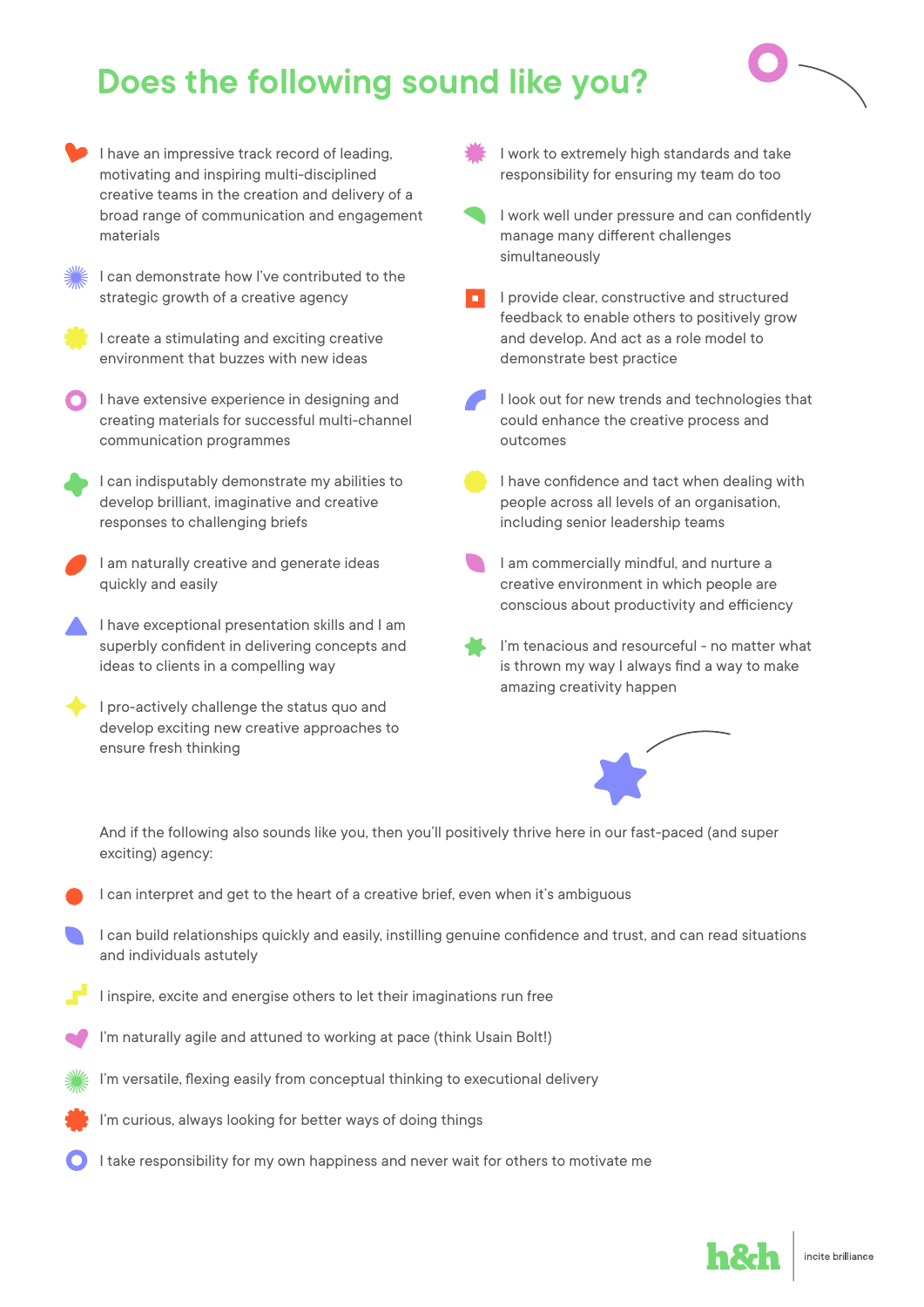# Does the following sound like you?

- I have an impressive track record of leading, motivating and inspiring multi-disciplined creative teams in the creation and delivery of a broad range of communication and engagement materials
- I can demonstrate how I've contributed to the strategic growth of a creative agency
- I create a stimulating and exciting creative environment that buzzes with new ideas
- I have extensive experience in designing and creating materials for successful multi-channel communication programmes
- I can indisputably demonstrate my abilities to develop brilliant, imaginative and creative responses to challenging briefs
- I am naturally creative and generate ideas quickly and easily
- I have exceptional presentation skills and I am superbly confident in delivering concepts and ideas to clients in a compelling way
- I pro-actively challenge the status quo and develop exciting new creative approaches to ensure fresh thinking
- I work to extremely high standards and take responsibility for ensuring my team do too
- I work well under pressure and can confidently manage many different challenges simultaneously
- I provide clear, constructive and structured feedback to enable others to positively grow and develop. And act as a role model to demonstrate best practice
- I look out for new trends and technologies that could enhance the creative process and outcomes
- I have confidence and tact when dealing with people across all levels of an organisation, including senior leadership teams
- I am commercially mindful, and nurture a creative environment in which people are conscious about productivity and efficiency
- I'm tenacious and resourceful - no matter what is thrown my way I always find a way to make amazing creativity happen

And if the following also sounds like you, then you'll positively thrive here in our fast-paced (and super exciting) agency:

- I can interpret and get to the heart of a creative brief, even when it's ambiguous
- I can build relationships quickly and easily, instilling genuine confidence and trust, and can read situations and individuals astutely
- I inspire, excite and energise others to let their imaginations run free
- I'm naturally agile and attuned to working at pace (think Usain Bolt!)
- I'm versatile, flexing easily from conceptual thinking to executional delivery
- I'm curious, always looking for better ways of doing things
- I take responsibility for my own happiness and never wait for others to motivate me

h&h | incite brilliance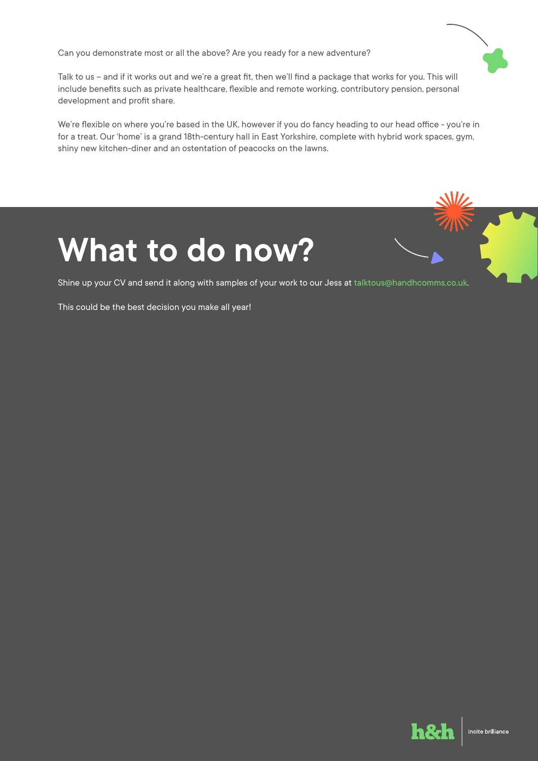Can you demonstrate most or all the above? Are you ready for a new adventure?

Talk to us – and if it works out and we're a great fit, then we'll find a package that works for you. This will include benefits such as private healthcare, flexible and remote working, contributory pension, personal development and profit share.

We're flexible on where you're based in the UK, however if you do fancy heading to our head office - you're in for a treat. Our 'home' is a grand 18th-century hall in East Yorkshire, complete with hybrid work spaces, gym, shiny new kitchen-diner and an ostentation of peacocks on the lawns.

# What to do now?

Shine up your CV and send it along with samples of your work to our Jess at talktous@handhcomms.co.uk.

This could be the best decision you make all year!

h&h | incite brilliance